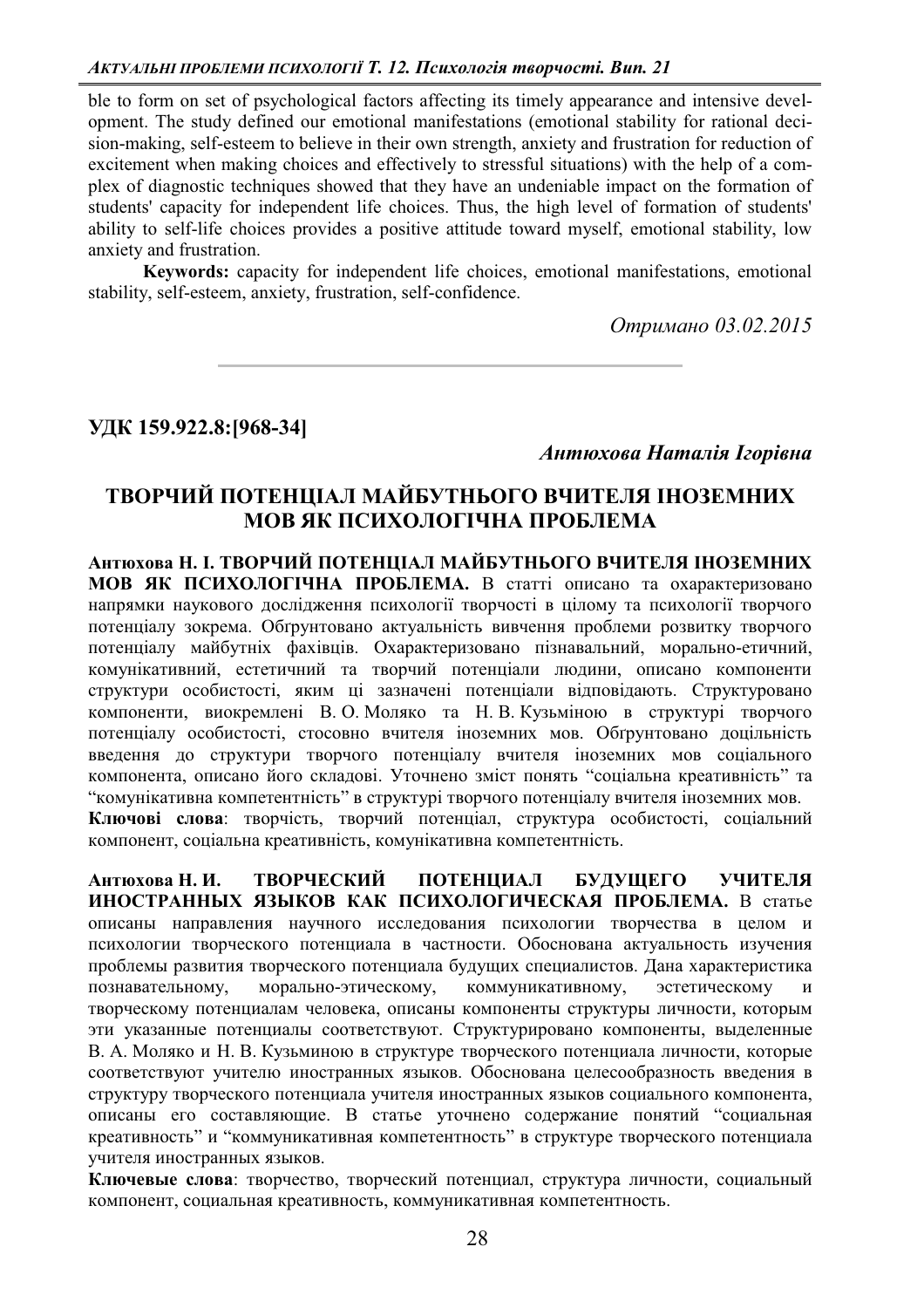ble to form on set of psychological factors affecting its timely appearance and intensive development. The study defined our emotional manifestations (emotional stability for rational decision-making, self-esteem to believe in their own strength, anxiety and frustration for reduction of excitement when making choices and effectively to stressful situations) with the help of a complex of diagnostic techniques showed that they have an undeniable impact on the formation of students' capacity for independent life choices. Thus, the high level of formation of students' ability to self-life choices provides a positive attitude toward myself, emotional stability, low anxiety and frustration.

**Keywords:** capacity for independent life choices, emotional manifestations, emotional stability, self-esteem, anxiety, frustration, self-confidence.

*Отримано 03.02.2015*

---

**УДК 159.922.8:[968-34]**

***Антюхова Наталія Ігорівна***

# ТВОРЧИЙ ПОТЕНЦІАЛ МАЙБУТНЬОГО ВЧИТЕЛЯ ІНОЗЕМНИХ МОВ ЯК ПСИХОЛОГІЧНА ПРОБЛЕМА

**Антюхова Н. І. ТВОРЧИЙ ПОТЕНЦІАЛ МАЙБУТНЬОГО ВЧИТЕЛЯ ІНОЗЕМНИХ МОВ ЯК ПСИХОЛОГІЧНА ПРОБЛЕМА.** В статті описано та охарактеризовано напрямки наукового дослідження психології творчості в цілому та психології творчого потенціалу зокрема. Обґрунтовано актуальність вивчення проблеми розвитку творчого потенціалу майбутніх фахівців. Охарактеризовано пізнавальний, морально-етичний, комунікативний, естетичний та творчий потенціали людини, описано компоненти структури особистості, яким ці зазначені потенціали відповідають. Структуровано компоненти, виокремлені В. О. Моляко та Н. В. Кузьміною в структурі творчого потенціалу особистості, стосовно вчителя іноземних мов. Обґрунтовано доцільність введення до структури творчого потенціалу вчителя іноземних мов соціального компонента, описано його складові. Уточнено зміст понять "соціальна креативність" та "комунікативна компетентність" в структурі творчого потенціалу вчителя іноземних мов.

**Ключові слова**: творчість, творчий потенціал, структура особистості, соціальний компонент, соціальна креативність, комунікативна компетентність.

**Антюхова Н. И. ТВОРЧЕСКИЙ ПОТЕНЦИАЛ БУДУЩЕГО УЧИТЕЛЯ ИНОСТРАННЫХ ЯЗЫКОВ КАК ПСИХОЛОГИЧЕСКАЯ ПРОБЛЕМА.** В статье описаны направления научного исследования психологии творчества в целом и психологии творческого потенциала в частности. Обоснована актуальность изучения проблемы развития творческого потенциала будущих специалистов. Дана характеристика познавательному, морально-этическому, коммуникативному, эстетическому и творческому потенциалам человека, описаны компоненты структуры личности, которым эти указанные потенциалы соответствуют. Структурировано компоненты, выделенные В. А. Моляко и Н. В. Кузьминою в структуре творческого потенциала личности, которые соответствуют учителю иностранных языков. Обоснована целесообразность введения в структуру творческого потенциала учителя иностранных языков социального компонента, описаны его составляющие. В статье уточнено содержание понятий "социальная креативность" и "коммуникативная компетентность" в структуре творческого потенциала учителя иностранных языков.

**Ключевые слова**: творчество, творческий потенциал, структура личности, социальный компонент, социальная креативность, коммуникативная компетентность.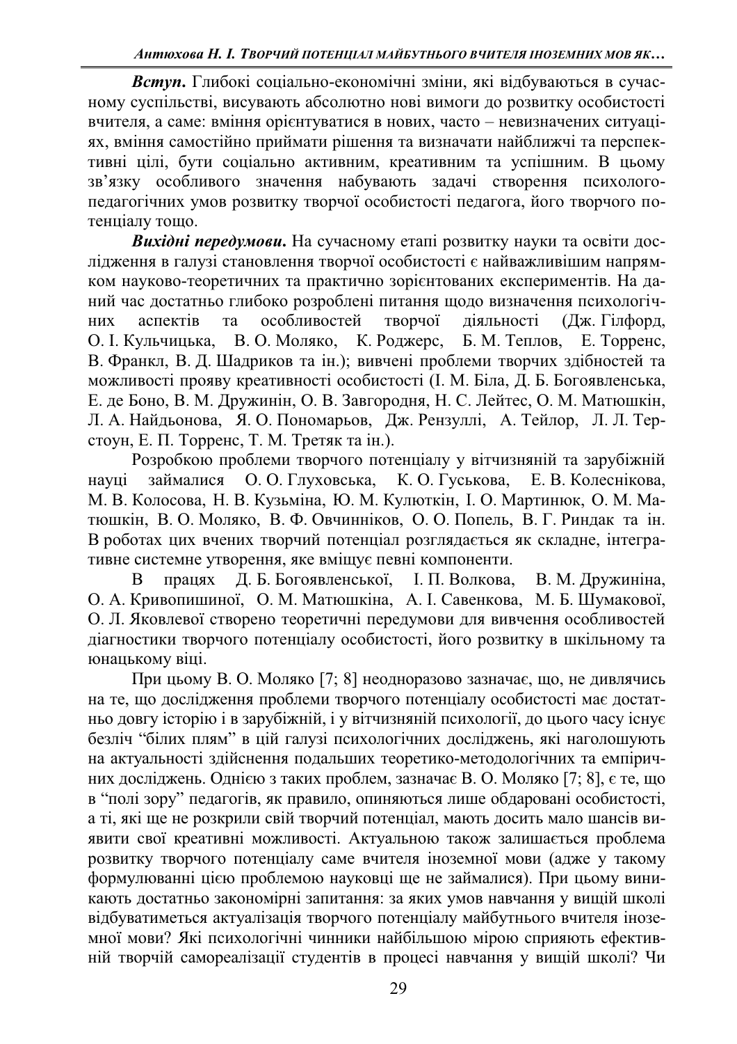***Вступ.*** Глибокі соціально-економічні зміни, які відбуваються в сучасному суспільстві, висувають абсолютно нові вимоги до розвитку особистості вчителя, а саме: вміння орієнтуватися в нових, часто – невизначених ситуаціях, вміння самостійно приймати рішення та визначати найближчі та перспективні цілі, бути соціально активним, креативним та успішним. В цьому зв'язку особливого значення набувають задачі створення психолого-педагогічних умов розвитку творчої особистості педагога, його творчого потенціалу тощо.

***Вихідні передумови.*** На сучасному етапі розвитку науки та освіти дослідження в галузі становлення творчої особистості є найважливішим напрямком науково-теоретичних та практично зорієнтованих експериментів. На даний час достатньо глибоко розроблені питання щодо визначення психологічних аспектів та особливостей творчої діяльності (Дж. Гілфорд, О. І. Кульчицька, В. О. Моляко, К. Роджерс, Б. М. Теплов, Е. Торренс, В. Франкл, В. Д. Шадриков та ін.); вивчені проблеми творчих здібностей та можливості прояву креативності особистості (І. М. Біла, Д. Б. Богоявленська, Е. де Боно, В. М. Дружинін, О. В. Завгородня, Н. С. Лейтес, О. М. Матюшкін, Л. А. Найдьонова, Я. О. Пономарьов, Дж. Рензуллі, А. Тейлор, Л. Л. Терстоун, Е. П. Торренс, Т. М. Третяк та ін.).

Розробкою проблеми творчого потенціалу у вітчизняній та зарубіжній науці займалися О. О. Глуховська, К. О. Гуськова, Е. В. Колеснікова, М. В. Колосова, Н. В. Кузьміна, Ю. М. Кулюткін, І. О. Мартинюк, О. М. Матюшкін, В. О. Моляко, В. Ф. Овчинніков, О. О. Попель, В. Г. Риндак та ін. В роботах цих вчених творчий потенціал розглядається як складне, інтегративне системне утворення, яке вміщує певні компоненти.

В працях Д. Б. Богоявленської, І. П. Волкова, В. М. Дружиніна, О. А. Кривопишиної, О. М. Матюшкіна, А. І. Савенкова, М. Б. Шумакової, О. Л. Яковлевої створено теоретичні передумови для вивчення особливостей діагностики творчого потенціалу особистості, його розвитку в шкільному та юнацькому віці.

При цьому В. О. Моляко [7; 8] неодноразово зазначає, що, не дивлячись на те, що дослідження проблеми творчого потенціалу особистості має достатньо довгу історію і в зарубіжній, і у вітчизняній психології, до цього часу існує безліч "білих плям" в цій галузі психологічних досліджень, які наголошують на актуальності здійснення подальших теоретико-методологічних та емпіричних досліджень. Однією з таких проблем, зазначає В. О. Моляко [7; 8], є те, що в "полі зору" педагогів, як правило, опиняються лише обдаровані особистості, а ті, які ще не розкрили свій творчий потенціал, мають досить мало шансів виявити свої креативні можливості. Актуальною також залишається проблема розвитку творчого потенціалу саме вчителя іноземної мови (адже у такому формулюванні цією проблемою науковці ще не займалися). При цьому виникають достатньо закономірні запитання: за яких умов навчання у вищій школі відбуватиметься актуалізація творчого потенціалу майбутнього вчителя іноземної мови? Які психологічні чинники найбільшою мірою сприяють ефективній творчій самореалізації студентів в процесі навчання у вищій школі? Чи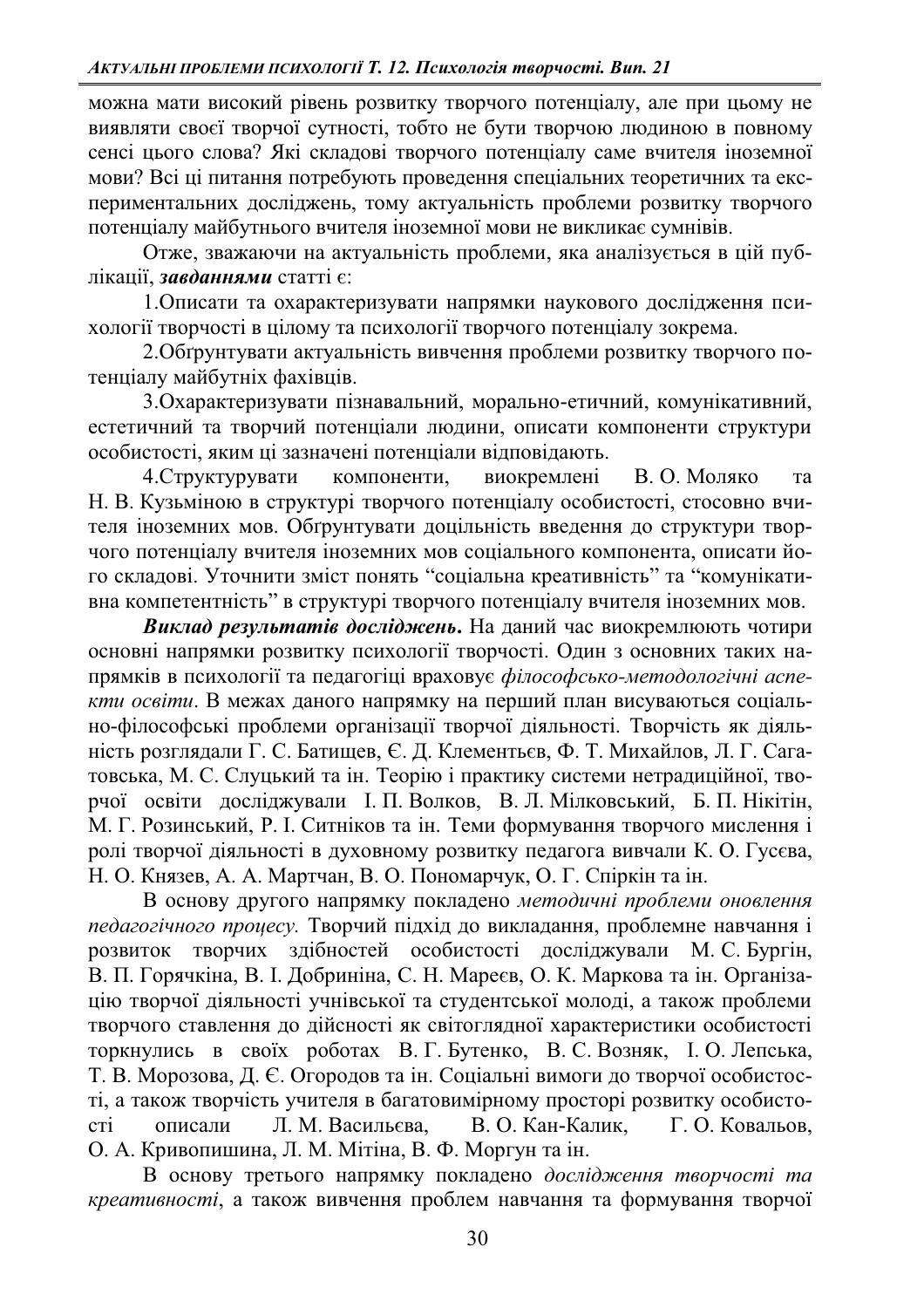можна мати високий рівень розвитку творчого потенціалу, але при цьому не виявляти своєї творчої сутності, тобто не бути творчою людиною в повному сенсі цього слова? Які складові творчого потенціалу саме вчителя іноземної мови? Всі ці питання потребують проведення спеціальних теоретичних та експериментальних досліджень, тому актуальність проблеми розвитку творчого потенціалу майбутнього вчителя іноземної мови не викликає сумнівів.

Отже, зважаючи на актуальність проблеми, яка аналізується в цій публікації, ***завданнями*** статті є:

1.Описати та охарактеризувати напрямки наукового дослідження психології творчості в цілому та психології творчого потенціалу зокрема.

2.Обґрунтувати актуальність вивчення проблеми розвитку творчого потенціалу майбутніх фахівців.

3.Охарактеризувати пізнавальний, морально-етичний, комунікативний, естетичний та творчий потенціали людини, описати компоненти структури особистості, яким ці зазначені потенціали відповідають.

4.Структурувати компоненти, виокремлені В. О. Моляко та Н. В. Кузьміною в структурі творчого потенціалу особистості, стосовно вчителя іноземних мов. Обґрунтувати доцільність введення до структури творчого потенціалу вчителя іноземних мов соціального компонента, описати його складові. Уточнити зміст понять "соціальна креативність" та "комунікативна компетентність" в структурі творчого потенціалу вчителя іноземних мов.

***Виклад результатів досліджень.*** На даний час виокремлюють чотири основні напрямки розвитку психології творчості. Один з основних таких напрямків в психології та педагогіці враховує *філософсько-методологічні аспекти освіти*. В межах даного напрямку на перший план висуваються соціально-філософські проблеми організації творчої діяльності. Творчість як діяльність розглядали Г. С. Батищев, Є. Д. Клементьєв, Ф. Т. Михайлов, Л. Г. Сагатовська, М. С. Слуцький та ін. Теорію і практику системи нетрадиційної, творчої освіти досліджували І. П. Волков, В. Л. Мілковський, Б. П. Нікітін, М. Г. Розинський, Р. І. Ситніков та ін. Теми формування творчого мислення і ролі творчої діяльності в духовному розвитку педагога вивчали К. О. Гусєва, Н. О. Князев, А. А. Мартчан, В. О. Пономарчук, О. Г. Спіркін та ін.

В основу другого напрямку покладено *методичні проблеми оновлення педагогічного процесу.* Творчий підхід до викладання, проблемне навчання і розвиток творчих здібностей особистості досліджували М. С. Бургін, В. П. Горячкіна, В. І. Добриніна, С. Н. Мареєв, О. К. Маркова та ін. Організацію творчої діяльності учнівської та студентської молоді, а також проблеми творчого ставлення до дійсності як світоглядної характеристики особистості торкнулись в своїх роботах В. Г. Бутенко, В. С. Возняк, І. О. Лепська, Т. В. Морозова, Д. Є. Огородов та ін. Соціальні вимоги до творчої особистості, а також творчість учителя в багатовимірному просторі розвитку особистості описали Л. М. Васильєва, В. О. Кан-Калик, Г. О. Ковальов, О. А. Кривопишина, Л. М. Мітіна, В. Ф. Моргун та ін.

В основу третього напрямку покладено *дослідження творчості та креативності*, а також вивчення проблем навчання та формування творчої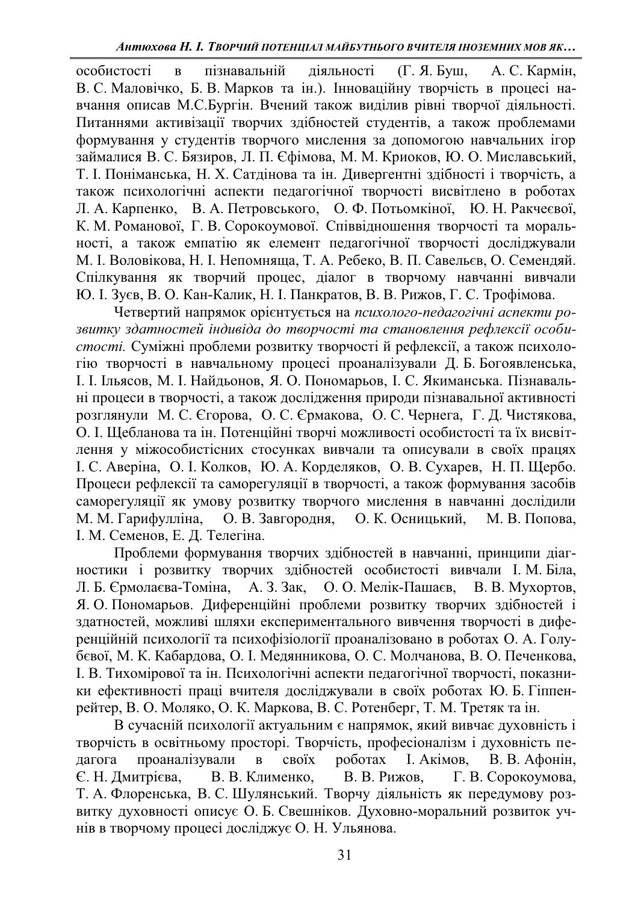особистості в пізнавальній діяльності (Г. Я. Буш, А. С. Кармін, В. С. Маловічко, Б. В. Марков та ін.). Інноваційну творчість в процесі навчання описав М.С.Бургін. Вчений також виділив рівні творчої діяльності. Питаннями активізації творчих здібностей студентів, а також проблемами формування у студентів творчого мислення за допомогою навчальних ігор займалися В. С. Бязиров, Л. П. Єфімова, М. М. Криоков, Ю. О. Миславський, Т. І. Поніманська, Н. Х. Сатдінова та ін. Дивергентні здібності і творчість, а також психологічні аспекти педагогічної творчості висвітлено в роботах Л. А. Карпенко, В. А. Петровського, О. Ф. Потьомкіної, Ю. Н. Ракчеєвої, К. М. Романової, Г. В. Сорокоумової. Співвідношення творчості та моральності, а також емпатію як елемент педагогічної творчості досліджували М. І. Воловікова, Н. І. Непомняща, Т. А. Ребеко, В. П. Савельєв, О. Семендяй. Спілкування як творчий процес, діалог в творчому навчанні вивчали Ю. І. Зуєв, В. О. Кан-Калик, Н. І. Панкратов, В. В. Рижов, Г. С. Трофімова.

Четвертий напрямок орієнтується на *психолого-педагогічні аспекти розвитку здатностей індивіда до творчості та становлення рефлексії особистості.* Суміжні проблеми розвитку творчості й рефлексії, а також психологію творчості в навчальному процесі проаналізували Д. Б. Богоявленська, І. І. Ильясов, М. І. Найдьонов, Я. О. Пономарьов, І. С. Якиманська. Пізнавальні процеси в творчості, а також дослідження природи пізнавальної активності розглянули М. С. Єгорова, О. С. Єрмакова, О. С. Чернега, Г. Д. Чистякова, О. І. Щебланова та ін. Потенційні творчі можливості особистості та їх висвітлення у міжособистісних стосунках вивчали та описували в своїх працях І. С. Аверіна, О. І. Колков, Ю. А. Корделяков, О. В. Сухарев, Н. П. Щербо. Процеси рефлексії та саморегуляції в творчості, а також формування засобів саморегуляції як умову розвитку творчого мислення в навчанні дослідили М. М. Гарифулліна, О. В. Завгородня, О. К. Осницький, М. В. Попова, І. М. Семенов, Е. Д. Телегіна.

Проблеми формування творчих здібностей в навчанні, принципи діагностики і розвитку творчих здібностей особистості вивчали І. М. Біла, Л. Б. Єрмолаєва-Томіна, А. З. Зак, О. О. Мелік-Пашаєв, В. В. Мухортов, Я. О. Пономарьов. Диференційні проблеми розвитку творчих здібностей і здатностей, можливі шляхи експериментального вивчення творчості в диференційній психології та психофізіології проаналізовано в роботах О. А. Голубєвої, М. К. Кабардова, О. І. Медянникова, О. С. Молчанова, В. О. Печенкова, І. В. Тихомірової та ін. Психологічні аспекти педагогічної творчості, показники ефективності праці вчителя досліджували в своїх роботах Ю. Б. Гіппенрейтер, В. О. Моляко, О. К. Маркова, В. С. Ротенберг, Т. М. Третяк та ін.

В сучасній психології актуальним є напрямок, який вивчає духовність і творчість в освітньому просторі. Творчість, професіоналізм і духовність педагога проаналізували в своїх роботах І. Акімов, В. В. Афонін, Є. Н. Дмитрієва, В. В. Клименко, В. В. Рижов, Г. В. Сорокоумова, Т. А. Флоренська, В. С. Шулянський. Творчу діяльність як передумову розвитку духовності описує О. Б. Свешніков. Духовно-моральний розвиток учнів в творчому процесі досліджує О. Н. Ульянова.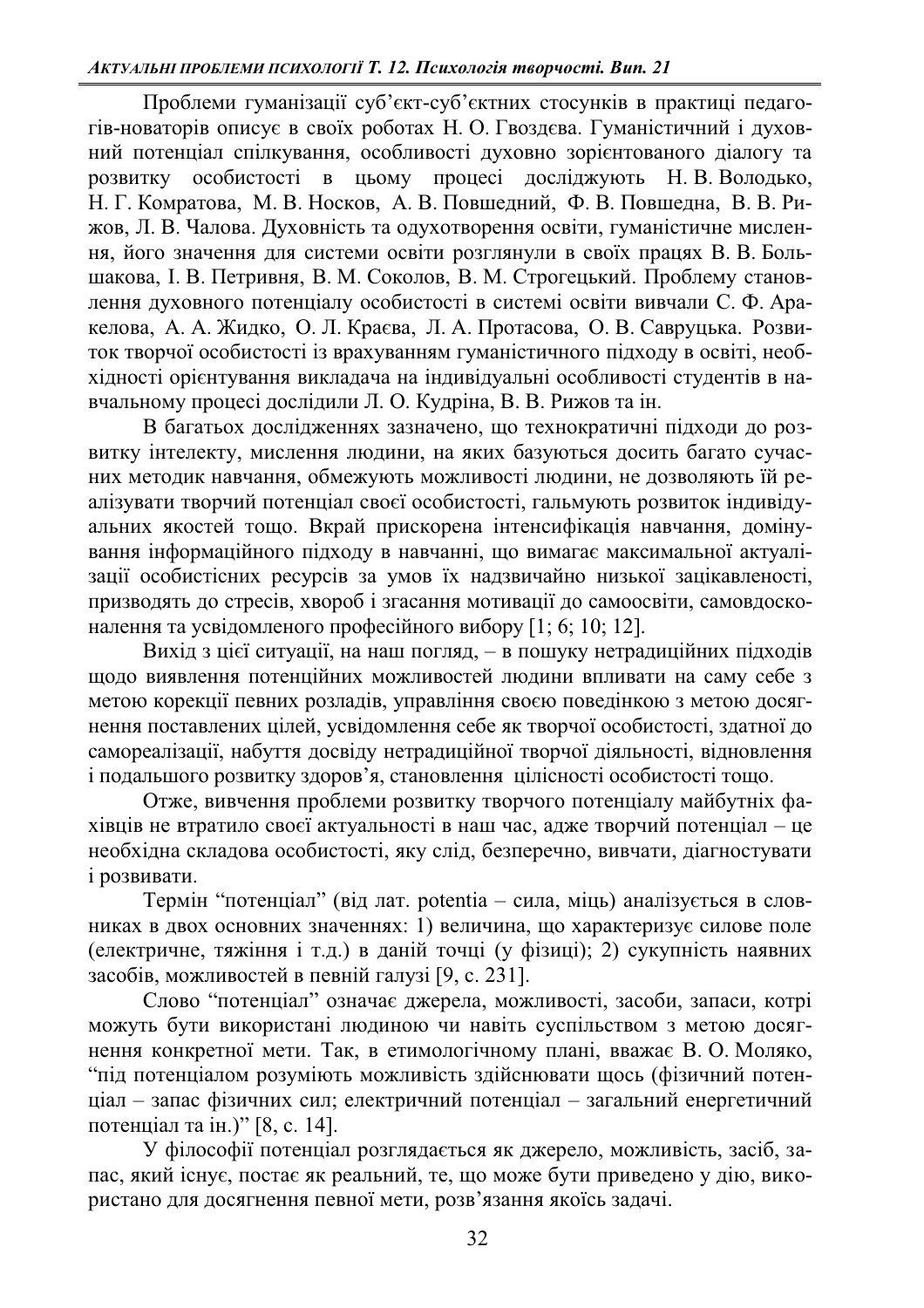Проблеми гуманізації суб’єкт-суб’єктних стосунків в практиці педагогів-новаторів описує в своїх роботах Н. О. Гвоздєва. Гуманістичний і духовний потенціал спілкування, особливості духовно зорієнтованого діалогу та розвитку особистості в цьому процесі досліджують Н. В. Володько, Н. Г. Комратова, М. В. Носков, А. В. Повшедний, Ф. В. Повшедна, В. В. Рижов, Л. В. Чалова. Духовність та одухотворення освіти, гуманістичне мислення, його значення для системи освіти розглянули в своїх працях В. В. Большакова, І. В. Петривня, В. М. Соколов, В. М. Строгецький. Проблему становлення духовного потенціалу особистості в системі освіти вивчали С. Ф. Аракелова, А. А. Жидко, О. Л. Краєва, Л. А. Протасова, О. В. Савруцька. Розвиток творчої особистості із врахуванням гуманістичного підходу в освіті, необхідності орієнтування викладача на індивідуальні особливості студентів в навчальному процесі дослідили Л. О. Кудріна, В. В. Рижов та ін.

В багатьох дослідженнях зазначено, що технократичні підходи до розвитку інтелекту, мислення людини, на яких базуються досить багато сучасних методик навчання, обмежують можливості людини, не дозволяють їй реалізувати творчий потенціал своєї особистості, гальмують розвиток індивідуальних якостей тощо. Вкрай прискорена інтенсифікація навчання, домінування інформаційного підходу в навчанні, що вимагає максимальної актуалізації особистісних ресурсів за умов їх надзвичайно низької зацікавленості, призводять до стресів, хвороб і згасання мотивації до самоосвіти, самовдосконалення та усвідомленого професійного вибору [1; 6; 10; 12].

Вихід з цієї ситуації, на наш погляд, – в пошуку нетрадиційних підходів щодо виявлення потенційних можливостей людини впливати на саму себе з метою корекції певних розладів, управління своєю поведінкою з метою досягнення поставлених цілей, усвідомлення себе як творчої особистості, здатної до самореалізації, набуття досвіду нетрадиційної творчої діяльності, відновлення і подальшого розвитку здоров’я, становлення цілісності особистості тощо.

Отже, вивчення проблеми розвитку творчого потенціалу майбутніх фахівців не втратило своєї актуальності в наш час, адже творчий потенціал – це необхідна складова особистості, яку слід, безперечно, вивчати, діагностувати і розвивати.

Термін “потенціал” (від лат. potentia – сила, міць) аналізується в словниках в двох основних значеннях: 1) величина, що характеризує силове поле (електричне, тяжіння і т.д.) в даній точці (у фізиці); 2) сукупність наявних засобів, можливостей в певній галузі [9, с. 231].

Слово “потенціал” означає джерела, можливості, засоби, запаси, котрі можуть бути використані людиною чи навіть суспільством з метою досягнення конкретної мети. Так, в етимологічному плані, вважає В. О. Моляко, “під потенціалом розуміють можливість здійснювати щось (фізичний потенціал – запас фізичних сил; електричний потенціал – загальний енергетичний потенціал та ін.)” [8, с. 14].

У філософії потенціал розглядається як джерело, можливість, засіб, запас, який існує, постає як реальний, те, що може бути приведено у дію, використано для досягнення певної мети, розв’язання якоїсь задачі.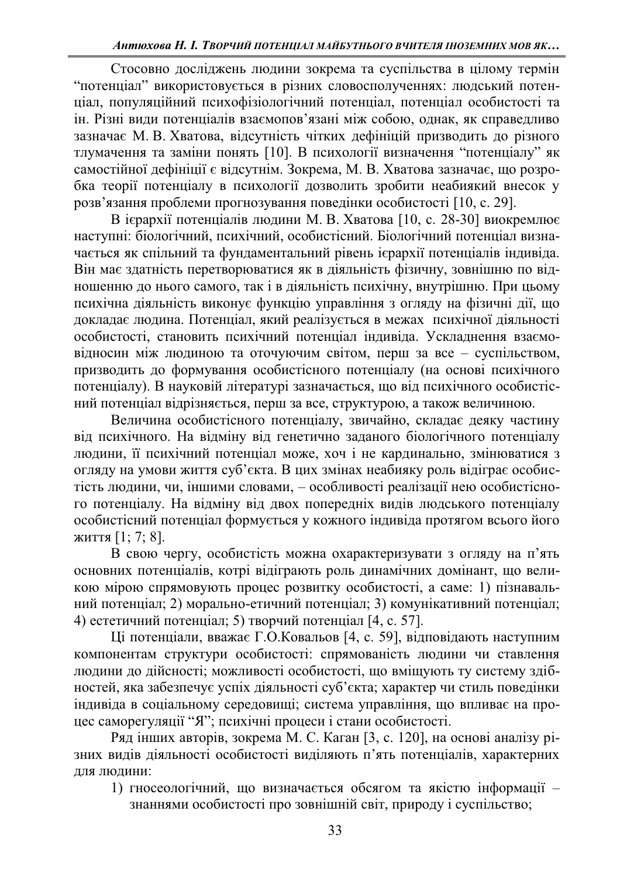Стосовно досліджень людини зокрема та суспільства в цілому термін "потенціал" використовується в різних словосполученнях: людський потенціал, популяційний психофізіологічний потенціал, потенціал особистості та ін. Різні види потенціалів взаємопов'язані між собою, однак, як справедливо зазначає М. В. Хватова, відсутність чітких дефініцій призводить до різного тлумачення та заміни понять [10]. В психології визначення "потенціалу" як самостійної дефініції є відсутнім. Зокрема, М. В. Хватова зазначає, що розробка теорії потенціалу в психології дозволить зробити неабиякий внесок у розв'язання проблеми прогнозування поведінки особистості [10, с. 29].

В ієрархії потенціалів людини М. В. Хватова [10, с. 28-30] виокремлює наступні: біологічний, психічний, особистісний. Біологічний потенціал визначається як спільний та фундаментальний рівень ієрархії потенціалів індивіда. Він має здатність перетворюватися як в діяльність фізичну, зовнішню по відношенню до нього самого, так і в діяльність психічну, внутрішню. При цьому психічна діяльність виконує функцію управління з огляду на фізичні дії, що докладає людина. Потенціал, який реалізується в межах психічної діяльності особистості, становить психічний потенціал індивіда. Ускладнення взаємовідносин між людиною та оточуючим світом, перш за все – суспільством, призводить до формування особистісного потенціалу (на основі психічного потенціалу). В науковій літературі зазначається, що від психічного особистісний потенціал відрізняється, перш за все, структурою, а також величиною.

Величина особистісного потенціалу, звичайно, складає деяку частину від психічного. На відміну від генетично заданого біологічного потенціалу людини, її психічний потенціал може, хоч і не кардинально, змінюватися з огляду на умови життя суб'єкта. В цих змінах неабияку роль відіграє особистість людини, чи, іншими словами, – особливості реалізації нею особистісного потенціалу. На відміну від двох попередніх видів людського потенціалу особистісний потенціал формується у кожного індивіда протягом всього його життя [1; 7; 8].

В свою чергу, особистість можна охарактеризувати з огляду на п'ять основних потенціалів, котрі відіграють роль динамічних домінант, що великою мірою спрямовують процес розвитку особистості, а саме: 1) пізнавальний потенціал; 2) морально-етичний потенціал; 3) комунікативний потенціал; 4) естетичний потенціал; 5) творчий потенціал [4, с. 57].

Ці потенціали, вважає Г.О.Ковальов [4, с. 59], відповідають наступним компонентам структури особистості: спрямованість людини чи ставлення людини до дійсності; можливості особистості, що вміщують ту систему здібностей, яка забезпечує успіх діяльності суб'єкта; характер чи стиль поведінки індивіда в соціальному середовищі; система управління, що впливає на процес саморегуляції "Я"; психічні процеси і стани особистості.

Ряд інших авторів, зокрема М. С. Каган [3, с. 120], на основі аналізу різних видів діяльності особистості виділяють п'ять потенціалів, характерних для людини:

1) гносеологічний, що визначається обсягом та якістю інформації – знаннями особистості про зовнішній світ, природу і суспільство;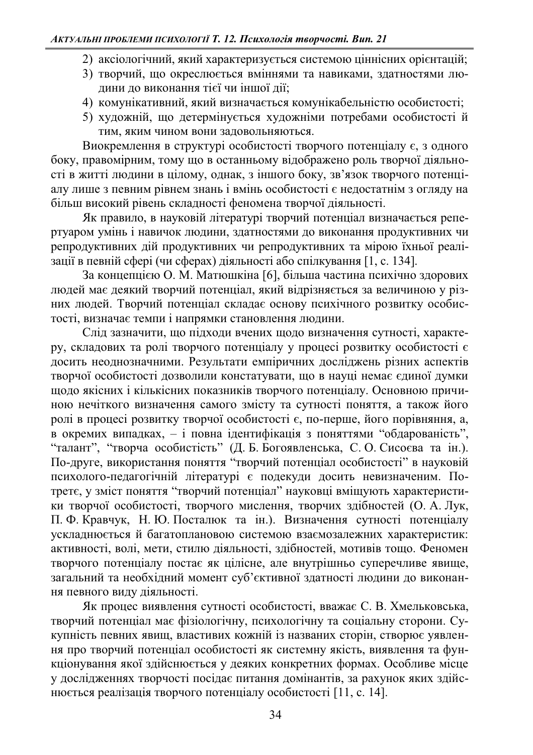2) аксіологічний, який характеризується системою ціннісних орієнтацій;
3) творчий, що окреслюється вміннями та навиками, здатностями людини до виконання тієї чи іншої дії;
4) комунікативний, який визначається комунікабельністю особистості;
5) художній, що детермінується художніми потребами особистості й тим, яким чином вони задовольняються.

Виокремлення в структурі особистості творчого потенціалу є, з одного боку, правомірним, тому що в останньому відображено роль творчої діяльності в житті людини в цілому, однак, з іншого боку, зв'язок творчого потенціалу лише з певним рівнем знань і вмінь особистості є недостатнім з огляду на більш високий рівень складності феномена творчої діяльності.

Як правило, в науковій літературі творчий потенціал визначається репертуаром умінь і навичок людини, здатностями до виконання продуктивних чи репродуктивних дій продуктивних чи репродуктивних та мірою їхньої реалізації в певній сфері (чи сферах) діяльності або спілкування [1, с. 134].

За концепцією О. М. Матюшкіна [6], більша частина психічно здорових людей має деякий творчий потенціал, який відрізняється за величиною у різних людей. Творчий потенціал складає основу психічного розвитку особистості, визначає темпи і напрямки становлення людини.

Слід зазначити, що підходи вчених щодо визначення сутності, характеру, складових та ролі творчого потенціалу у процесі розвитку особистості є досить неоднозначними. Результати емпіричних досліджень різних аспектів творчої особистості дозволили констатувати, що в науці немає єдиної думки щодо якісних і кількісних показників творчого потенціалу. Основною причиною нечіткого визначення самого змісту та сутності поняття, а також його ролі в процесі розвитку творчої особистості є, по-перше, його порівняння, а, в окремих випадках, – і повна ідентифікація з поняттями "обдарованість", "талант", "творча особистість" (Д. Б. Богоявленська, С. О. Сисоєва та ін.). По-друге, використання поняття "творчий потенціал особистості" в науковій психолого-педагогічній літературі є подекуди досить невизначеним. По-третє, у зміст поняття "творчий потенціал" науковці вміщують характеристики творчої особистості, творчого мислення, творчих здібностей (О. А. Лук, П. Ф. Кравчук, Н. Ю. Посталюк та ін.). Визначення сутності потенціалу ускладнюється й багатоплановою системою взаємозалежних характеристик: активності, волі, мети, стилю діяльності, здібностей, мотивів тощо. Феномен творчого потенціалу постає як цілісне, але внутрішньо суперечливе явище, загальний та необхідний момент суб'єктивної здатності людини до виконання певного виду діяльності.

Як процес виявлення сутності особистості, вважає С. В. Хмельковська, творчий потенціал має фізіологічну, психологічну та соціальну сторони. Сукупність певних явищ, властивих кожній із названих сторін, створює уявлення про творчий потенціал особистості як системну якість, виявлення та функціонування якої здійснюється у деяких конкретних формах. Особливе місце у дослідженнях творчості посідає питання домінантів, за рахунок яких здійснюється реалізація творчого потенціалу особистості [11, с. 14].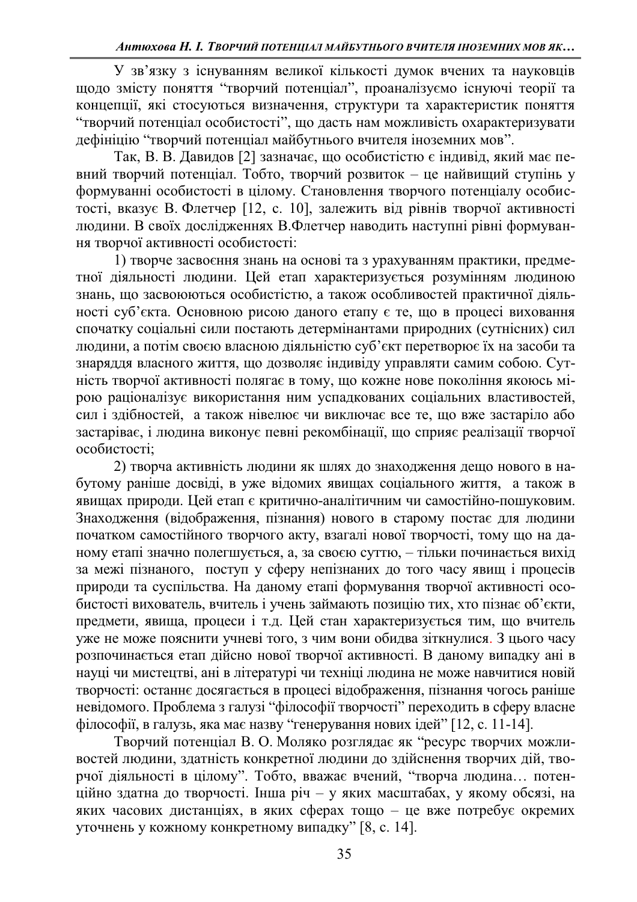У зв'язку з існуванням великої кількості думок вчених та науковців щодо змісту поняття "творчий потенціал", проаналізуємо існуючі теорії та концепції, які стосуються визначення, структури та характеристик поняття "творчий потенціал особистості", що дасть нам можливість охарактеризувати дефініцію "творчий потенціал майбутнього вчителя іноземних мов".

Так, В. В. Давидов [2] зазначає, що особистістю є індивід, який має певний творчий потенціал. Тобто, творчий розвиток – це найвищий ступінь у формуванні особистості в цілому. Становлення творчого потенціалу особистості, вказує В. Флетчер [12, с. 10], залежить від рівнів творчої активності людини. В своїх дослідженнях В.Флетчер наводить наступні рівні формування творчої активності особистості:

1) творче засвоєння знань на основі та з урахуванням практики, предметної діяльності людини. Цей етап характеризується розумінням людиною знань, що засвоюються особистістю, а також особливостей практичної діяльності суб'єкта. Основною рисою даного етапу є те, що в процесі виховання спочатку соціальні сили постають детермінантами природних (сутнісних) сил людини, а потім своєю власною діяльністю суб'єкт перетворює їх на засоби та знаряддя власного життя, що дозволяє індивіду управляти самим собою. Сутність творчої активності полягає в тому, що кожне нове покоління якоюсь мірою раціоналізує використання ним успадкованих соціальних властивостей, сил і здібностей, а також нівелює чи виключає все те, що вже застаріло або застаріває, і людина виконує певні рекомбінації, що сприяє реалізації творчої особистості;

2) творча активність людини як шлях до знаходження дещо нового в набутому раніше досвіді, в уже відомих явищах соціального життя, а також в явищах природи. Цей етап є критично-аналітичним чи самостійно-пошуковим. Знаходження (відображення, пізнання) нового в старому постає для людини початком самостійного творчого акту, взагалі нової творчості, тому що на даному етапі значно полегшується, а, за своєю суттю, – тільки починається вихід за межі пізнаного, поступ у сферу непізнаних до того часу явищ і процесів природи та суспільства. На даному етапі формування творчої активності особистості вихователь, вчитель і учень займають позицію тих, хто пізнає об'єкти, предмети, явища, процеси і т.д. Цей стан характеризується тим, що вчитель уже не може пояснити учневі того, з чим вони обидва зіткнулися. З цього часу розпочинається етап дійсно нової творчої активності. В даному випадку ані в науці чи мистецтві, ані в літературі чи техніці людина не може навчитися новій творчості: останнє досягається в процесі відображення, пізнання чогось раніше невідомого. Проблема з галузі "філософії творчості" переходить в сферу власне філософії, в галузь, яка має назву "генерування нових ідей" [12, с. 11-14].

Творчий потенціал В. О. Моляко розглядає як "ресурс творчих можливостей людини, здатність конкретної людини до здійснення творчих дій, творчої діяльності в цілому". Тобто, вважає вчений, "творча людина… потенційно здатна до творчості. Інша річ – у яких масштабах, у якому обсязі, на яких часових дистанціях, в яких сферах тощо – це вже потребує окремих уточнень у кожному конкретному випадку" [8, с. 14].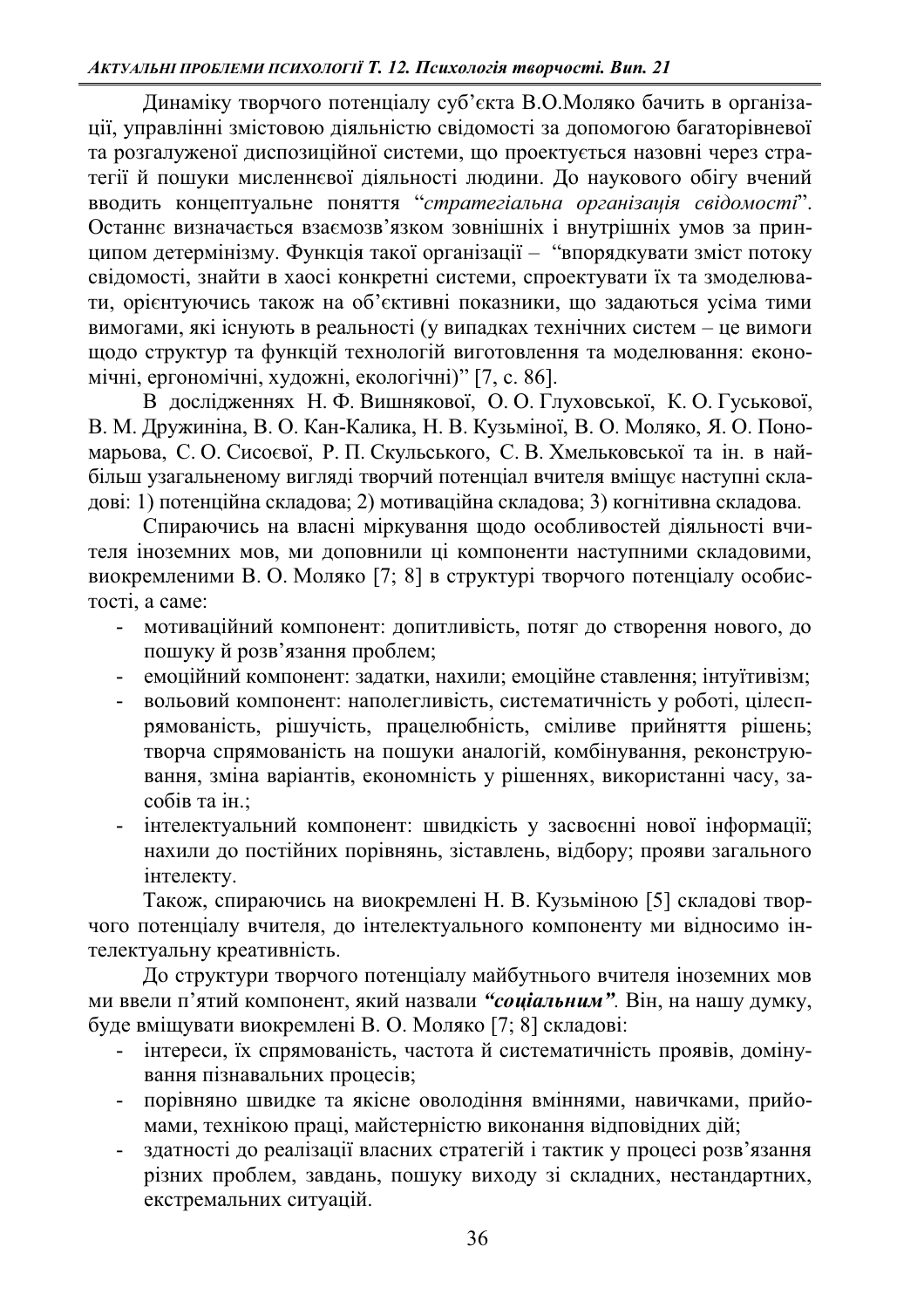Динаміку творчого потенціалу суб'єкта В.О.Моляко бачить в організації, управлінні змістовою діяльністю свідомості за допомогою багаторівневої та розгалуженої диспозиційної системи, що проектується назовні через стратегії й пошуки мисленнєвої діяльності людини. До наукового обігу вчений вводить концептуальне поняття "*стратегіальна організація свідомості*". Останнє визначається взаємозв'язком зовнішніх і внутрішніх умов за принципом детермінізму. Функція такої організації – "впорядкувати зміст потоку свідомості, знайти в хаосі конкретні системи, спроектувати їх та змоделювати, орієнтуючись також на об'єктивні показники, що задаються усіма тими вимогами, які існують в реальності (у випадках технічних систем – це вимоги щодо структур та функцій технологій виготовлення та моделювання: економічні, ергономічні, художні, екологічні)" [7, с. 86].

В дослідженнях Н. Ф. Вишнякової, О. О. Глуховської, К. О. Гуськової, В. М. Дружиніна, В. О. Кан-Калика, Н. В. Кузьміної, В. О. Моляко, Я. О. Пономарьова, С. О. Сисоєвої, Р. П. Скульського, С. В. Хмельковської та ін. в найбільш узагальненому вигляді творчий потенціал вчителя вміщує наступні складові: 1) потенційна складова; 2) мотиваційна складова; 3) когнітивна складова.

Спираючись на власні міркування щодо особливостей діяльності вчителя іноземних мов, ми доповнили ці компоненти наступними складовими, виокремленими В. О. Моляко [7; 8] в структурі творчого потенціалу особистості, а саме:

- мотиваційний компонент: допитливість, потяг до створення нового, до пошуку й розв'язання проблем;
- емоційний компонент: задатки, нахили; емоційне ставлення; інтуїтивізм;
- вольовий компонент: наполегливість, систематичність у роботі, цілеспрямованість, рішучість, працелюбність, сміливе прийняття рішень; творча спрямованість на пошуки аналогій, комбінування, реконструювання, зміна варіантів, економність у рішеннях, використанні часу, засобів та ін.;
- інтелектуальний компонент: швидкість у засвоєнні нової інформації; нахили до постійних порівнянь, зіставлень, відбору; прояви загального інтелекту.

Також, спираючись на виокремлені Н. В. Кузьміною [5] складові творчого потенціалу вчителя, до інтелектуального компоненту ми відносимо інтелектуальну креативність.

До структури творчого потенціалу майбутнього вчителя іноземних мов ми ввели п'ятий компонент, який назвали ***"соціальним"***. Він, на нашу думку, буде вміщувати виокремлені В. О. Моляко [7; 8] складові:

- інтереси, їх спрямованість, частота й систематичність проявів, домінування пізнавальних процесів;
- порівняно швидке та якісне оволодіння вміннями, навичками, прийомами, технікою праці, майстерністю виконання відповідних дій;
- здатності до реалізації власних стратегій і тактик у процесі розв'язання різних проблем, завдань, пошуку виходу зі складних, нестандартних, екстремальних ситуацій.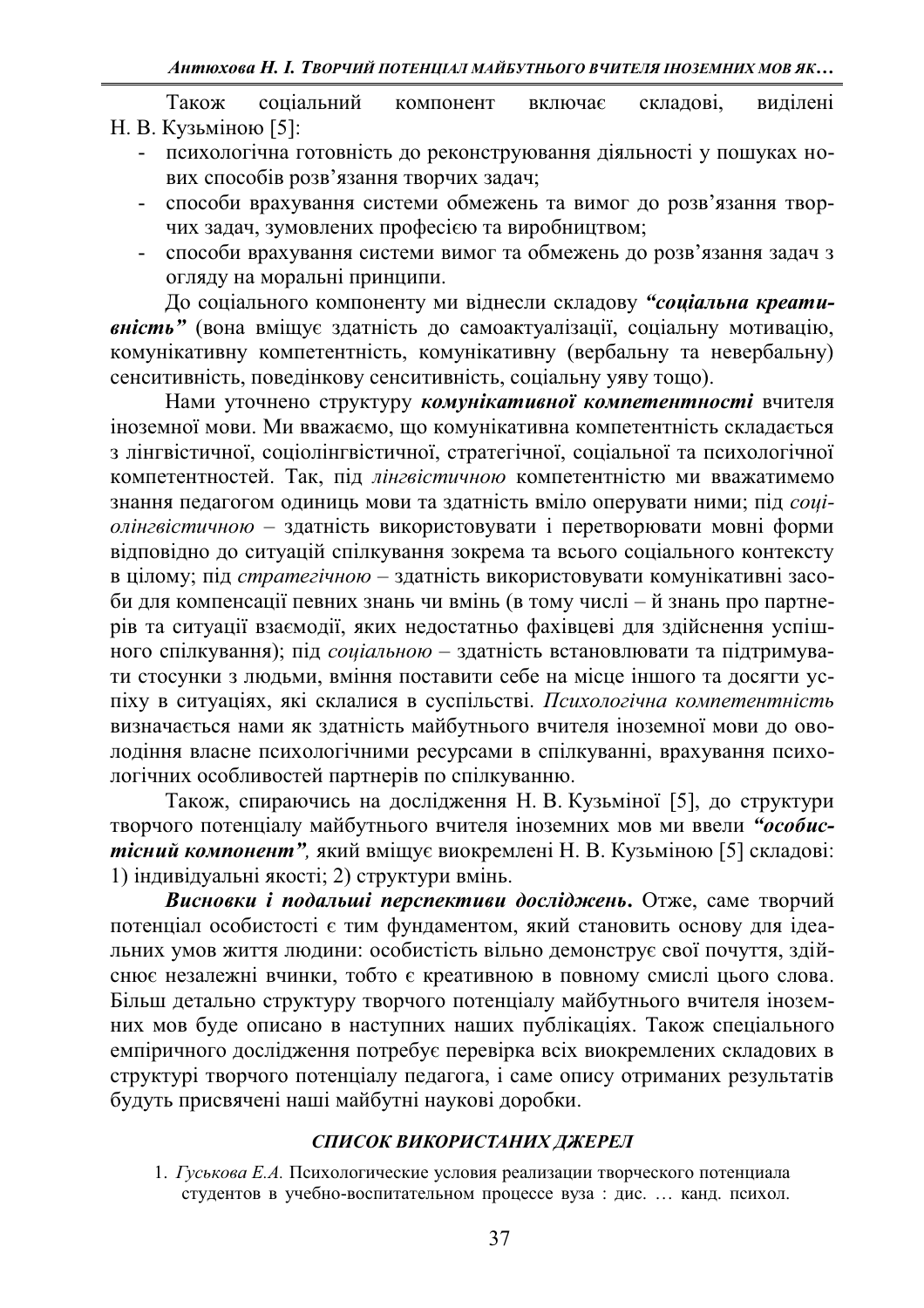Також соціальний компонент включає складові, виділені Н. В. Кузьміною [5]:

- психологічна готовність до реконструювання діяльності у пошуках нових способів розв'язання творчих задач;
- способи врахування системи обмежень та вимог до розв'язання творчих задач, зумовлених професією та виробництвом;
- способи врахування системи вимог та обмежень до розв'язання задач з огляду на моральні принципи.

До соціального компоненту ми віднесли складову ***"соціальна креативність"*** (вона вміщує здатність до самоактуалізації, соціальну мотивацію, комунікативну компетентність, комунікативну (вербальну та невербальну) сенситивність, поведінкову сенситивність, соціальну уяву тощо).

Нами уточнено структуру ***комунікативної компетентності*** вчителя іноземної мови. Ми вважаємо, що комунікативна компетентність складається з лінгвістичної, соціолінгвістичної, стратегічної, соціальної та психологічної компетентностей. Так, під *лінгвістичною* компетентністю ми вважатимемо знання педагогом одиниць мови та здатність вміло оперувати ними; під *соціолінгвістичною* – здатність використовувати і перетворювати мовні форми відповідно до ситуацій спілкування зокрема та всього соціального контексту в цілому; під *стратегічною* – здатність використовувати комунікативні засоби для компенсації певних знань чи вмінь (в тому числі – й знань про партнерів та ситуації взаємодії, яких недостатньо фахівцеві для здійснення успішного спілкування); під *соціальною* – здатність встановлювати та підтримувати стосунки з людьми, вміння поставити себе на місце іншого та досягти успіху в ситуаціях, які склалися в суспільстві. *Психологічна компетентність* визначається нами як здатність майбутнього вчителя іноземної мови до оволодіння власне психологічними ресурсами в спілкуванні, врахування психологічних особливостей партнерів по спілкуванню.

Також, спираючись на дослідження Н. В. Кузьміної [5], до структури творчого потенціалу майбутнього вчителя іноземних мов ми ввели ***"особистісний компонент"***, який вміщує виокремлені Н. В. Кузьміною [5] складові: 1) індивідуальні якості; 2) структури вмінь.

***Висновки і подальші перспективи досліджень.*** Отже, саме творчий потенціал особистості є тим фундаментом, який становить основу для ідеальних умов життя людини: особистість вільно демонструє свої почуття, здійснює незалежні вчинки, тобто є креативною в повному смислі цього слова. Більш детально структуру творчого потенціалу майбутнього вчителя іноземних мов буде описано в наступних наших публікаціях. Також спеціального емпіричного дослідження потребує перевірка всіх виокремлених складових в структурі творчого потенціалу педагога, і саме опису отриманих результатів будуть присвячені наші майбутні наукові доробки.

## СПИСОК ВИКОРИСТАНИХ ДЖЕРЕЛ

1. *Гуськова Е.А.* Психологические условия реализации творческого потенциала студентов в учебно-воспитательном процессе вуза : дис. … канд. психол.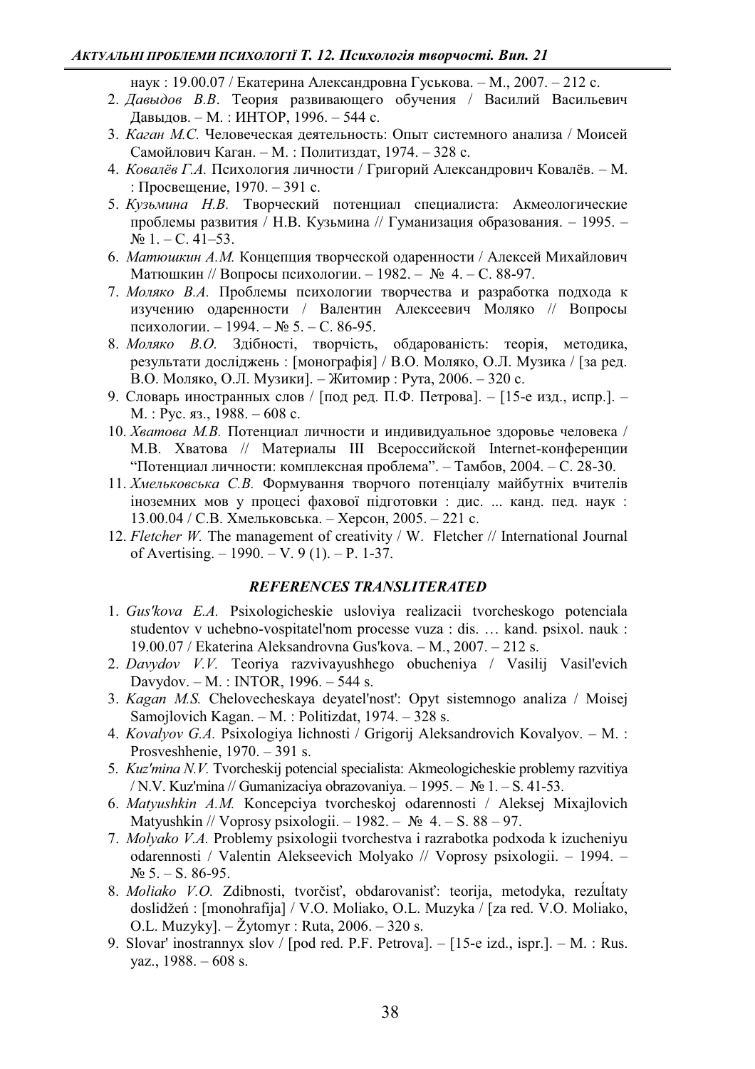наук : 19.00.07 / Екатерина Александровна Гуськова. – М., 2007. – 212 с.

2. *Давыдов В.В*. Теория развивающего обучения / Василий Васильевич Давыдов. – М. : ИНТОР, 1996. – 544 с.
3. *Каган М.С.* Человеческая деятельность: Опыт системного анализа / Моисей Самойлович Каган. – М. : Политиздат, 1974. – 328 с.
4. *Ковалёв Г.А.* Психология личности / Григорий Александрович Ковалёв. – М. : Просвещение, 1970. – 391 с.
5. *Кузьмина Н.В.* Творческий потенциал специалиста: Акмеологические проблемы развития / Н.В. Кузьмина // Гуманизация образования. – 1995. – № 1. – С. 41–53.
6. *Матюшкин А.М.* Концепция творческой одаренности / Алексей Михайлович Матюшкин // Вопросы психологии. – 1982. – № 4. – С. 88-97.
7. *Моляко В.А.* Проблемы психологии творчества и разработка подхода к изучению одаренности / Валентин Алексеевич Моляко // Вопросы психологии. – 1994. – № 5. – С. 86-95.
8. *Моляко В.О.* Здібності, творчість, обдарованість: теорія, методика, результати досліджень : [монографія] / В.О. Моляко, О.Л. Музика / [за ред. В.О. Моляко, О.Л. Музики]. – Житомир : Рута, 2006. – 320 с.
9. Словарь иностранных слов / [под ред. П.Ф. Петрова]. – [15-е изд., испр.]. – М. : Рус. яз., 1988. – 608 с.
10. *Хватова М.В.* Потенциал личности и индивидуальное здоровье человека / М.В. Хватова // Материалы III Всероссийской Internet-конференции "Потенциал личности: комплексная проблема". – Тамбов, 2004. – С. 28-30.
11. *Хмельковська С.В.* Формування творчого потенціалу майбутніх вчителів іноземних мов у процесі фахової підготовки : дис. ... канд. пед. наук : 13.00.04 / С.В. Хмельковська. – Херсон, 2005. – 221 с.
12. *Fletcher W.* The management of creativity / W. Fletcher // International Journal of Avertising. – 1990. – V. 9 (1). – P. 1-37.

### *REFERENCES TRANSLITERATED*

1. *Gus'kova E.A.* Psixologicheskie usloviya realizacii tvorcheskogo potenciala studentov v uchebno-vospitatel'nom processe vuza : dis. … kand. psixol. nauk : 19.00.07 / Ekaterina Aleksandrovna Gus'kova. – M., 2007. – 212 s.
2. *Davydov V.V.* Teoriya razvivayushhego obucheniya / Vasilij Vasil'evich Davydov. – M. : INTOR, 1996. – 544 s.
3. *Kagan M.S.* Chelovecheskaya deyatel'nost': Opyt sistemnogo analiza / Moisej Samojlovich Kagan. – M. : Politizdat, 1974. – 328 s.
4. *Kovalyov G.A.* Psixologiya lichnosti / Grigorij Aleksandrovich Kovalyov. – M. : Prosveshhenie, 1970. – 391 s.
5. *Kuz'mina N.V.* Tvorcheskij potencial specialista: Akmeologicheskie problemy razvitiya / N.V. Kuz'mina // Gumanizaciya obrazovaniya. – 1995. – № 1. – S. 41-53.
6. *Matyushkin A.M.* Koncepciya tvorcheskoj odarennosti / Aleksej Mixajlovich Matyushkin // Voprosy psixologii. – 1982. – № 4. – S. 88 – 97.
7. *Molyako V.A.* Problemy psixologii tvorchestva i razrabotka podxoda k izucheniyu odarennosti / Valentin Alekseevich Molyako // Voprosy psixologii. – 1994. – № 5. – S. 86-95.
8. *Moliako V.O.* Zdibnosti, tvorčist', obdarovanist': teorija, metodyka, rezul̓taty doslidžeń : [monohrafija] / V.O. Moliako, O.L. Muzyka / [za red. V.O. Moliako, O.L. Muzyky]. – Žytomyr : Ruta, 2006. – 320 s.
9. Slovar' inostrannyx slov / [pod red. P.F. Petrova]. – [15-e izd., ispr.]. – M. : Rus. yaz., 1988. – 608 s.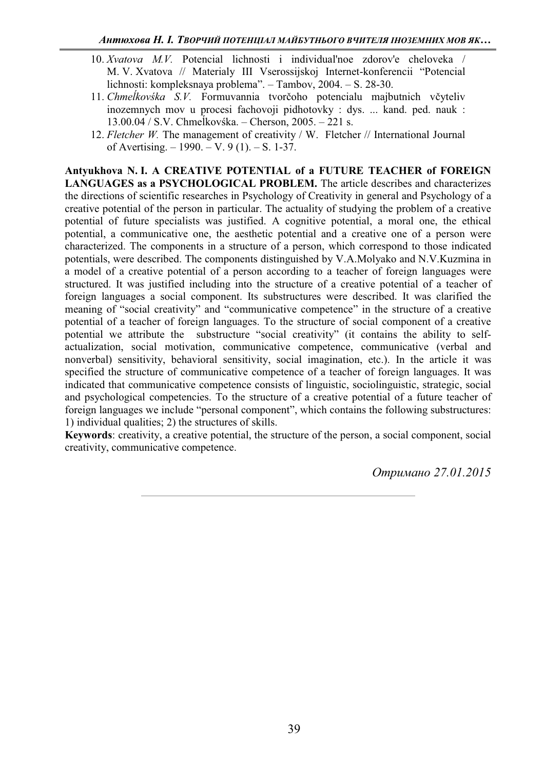10. *Xvatova M.V.* Potencial lichnosti i individual'noe zdorov'e cheloveka / M. V. Xvatova // Materialy III Vserossijskoj Internet-konferencii "Potencial lichnosti: kompleksnaya problema". – Tambov, 2004. – S. 28-30.
11. *Chmeĺkovśka S.V.* Formuvannia tvorčoho potencialu majbutnich včyteliv inozemnych mov u procesi fachovoji pidhotovky : dys. ... kand. ped. nauk : 13.00.04 / S.V. Chmeĺkovśka. – Cherson, 2005. – 221 s.
12. *Fletcher W.* The management of creativity / W. Fletcher // International Journal of Avertising. – 1990. – V. 9 (1). – S. 1-37.

**Antyukhova N. I. A CREATIVE POTENTIAL of a FUTURE TEACHER of FOREIGN LANGUAGES as a PSYCHOLOGICAL PROBLEM.** The article describes and characterizes the directions of scientific researches in Psychology of Creativity in general and Psychology of a creative potential of the person in particular. The actuality of studying the problem of a creative potential of future specialists was justified. A cognitive potential, a moral one, the ethical potential, a communicative one, the aesthetic potential and a creative one of a person were characterized. The components in a structure of a person, which correspond to those indicated potentials, were described. The components distinguished by V.A.Molyako and N.V.Kuzmina in a model of a creative potential of a person according to a teacher of foreign languages were structured. It was justified including into the structure of a creative potential of a teacher of foreign languages a social component. Its substructures were described. It was clarified the meaning of "social creativity" and "communicative competence" in the structure of a creative potential of a teacher of foreign languages. To the structure of social component of a creative potential we attribute the substructure "social creativity" (it contains the ability to self-actualization, social motivation, communicative competence, communicative (verbal and nonverbal) sensitivity, behavioral sensitivity, social imagination, etc.). In the article it was specified the structure of communicative competence of a teacher of foreign languages. It was indicated that communicative competence consists of linguistic, sociolinguistic, strategic, social and psychological competencies. To the structure of a creative potential of a future teacher of foreign languages we include "personal component", which contains the following substructures: 1) individual qualities; 2) the structures of skills.

**Keywords**: creativity, a creative potential, the structure of the person, a social component, social creativity, communicative competence.

*Отримано 27.01.2015*